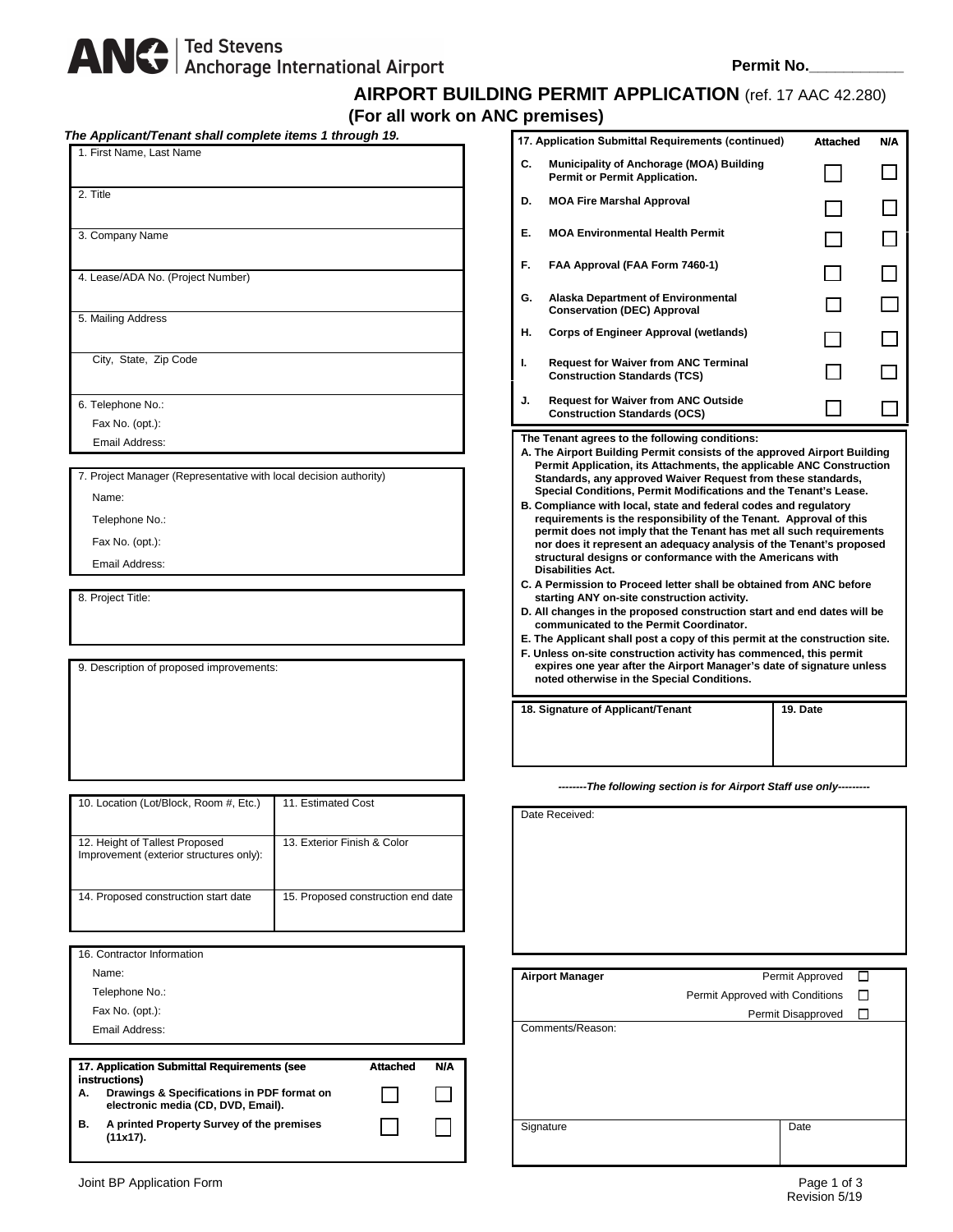ANC | Ted Stevens Anchorage International Airport

**Permit No.__________**

# AIRPORT BUILDING PERMIT APPLICATION (ref. 17 AAC 42.280)

## (For all work on ANC premises)

***The Applicant/Tenant shall complete items 1 through 19.***

1. First Name, Last Name

2. Title

3. Company Name

4. Lease/ADA No. (Project Number)

5. Mailing Address

City, State, Zip Code

6. Telephone No.:
Fax No. (opt.):
Email Address:

7. Project Manager (Representative with local decision authority)
Name:
Telephone No.:
Fax No. (opt.):
Email Address:

8. Project Title:

9. Description of proposed improvements:

| 10. Location (Lot/Block, Room #, Etc.) | 11. Estimated Cost |
|---|---|
| 12. Height of Tallest Proposed Improvement (exterior structures only): | 13. Exterior Finish & Color |
| 14. Proposed construction start date | 15. Proposed construction end date |

16. Contractor Information
Name:
Telephone No.:
Fax No. (opt.):
Email Address:

| | 17. Application Submittal Requirements (see instructions) | Attached | N/A |
|---|---|---|---|
| A. | Drawings & Specifications in PDF format on electronic media (CD, DVD, Email). | ☐ | ☐ |
| B. | A printed Property Survey of the premises (11x17). | ☐ | ☐ |
| C. | Municipality of Anchorage (MOA) Building Permit or Permit Application. | ☐ | ☐ |
| D. | MOA Fire Marshal Approval | ☐ | ☐ |
| E. | MOA Environmental Health Permit | ☐ | ☐ |
| F. | FAA Approval (FAA Form 7460-1) | ☐ | ☐ |
| G. | Alaska Department of Environmental Conservation (DEC) Approval | ☐ | ☐ |
| H. | Corps of Engineer Approval (wetlands) | ☐ | ☐ |
| I. | Request for Waiver from ANC Terminal Construction Standards (TCS) | ☐ | ☐ |
| J. | Request for Waiver from ANC Outside Construction Standards (OCS) | ☐ | ☐ |

**The Tenant agrees to the following conditions:**

**A. The Airport Building Permit consists of the approved Airport Building Permit Application, its Attachments, the applicable ANC Construction Standards, any approved Waiver Request from these standards, Special Conditions, Permit Modifications and the Tenant's Lease.**

**B. Compliance with local, state and federal codes and regulatory requirements is the responsibility of the Tenant. Approval of this permit does not imply that the Tenant has met all such requirements nor does it represent an adequacy analysis of the Tenant's proposed structural designs or conformance with the Americans with Disabilities Act.**

**C. A Permission to Proceed letter shall be obtained from ANC before starting ANY on-site construction activity.**

**D. All changes in the proposed construction start and end dates will be communicated to the Permit Coordinator.**

**E. The Applicant shall post a copy of this permit at the construction site.**

**F. Unless on-site construction activity has commenced, this permit expires one year after the Airport Manager's date of signature unless noted otherwise in the Special Conditions.**

| 18. Signature of Applicant/Tenant | 19. Date |
|---|---|
| | |

***--------The following section is for Airport Staff use only---------***

Date Received:

**Airport Manager**
Permit Approved ☐
Permit Approved with Conditions ☐
Permit Disapproved ☐

Comments/Reason:

| Signature | Date |
|---|---|
| | |

Joint BP Application Form

Revision 5/19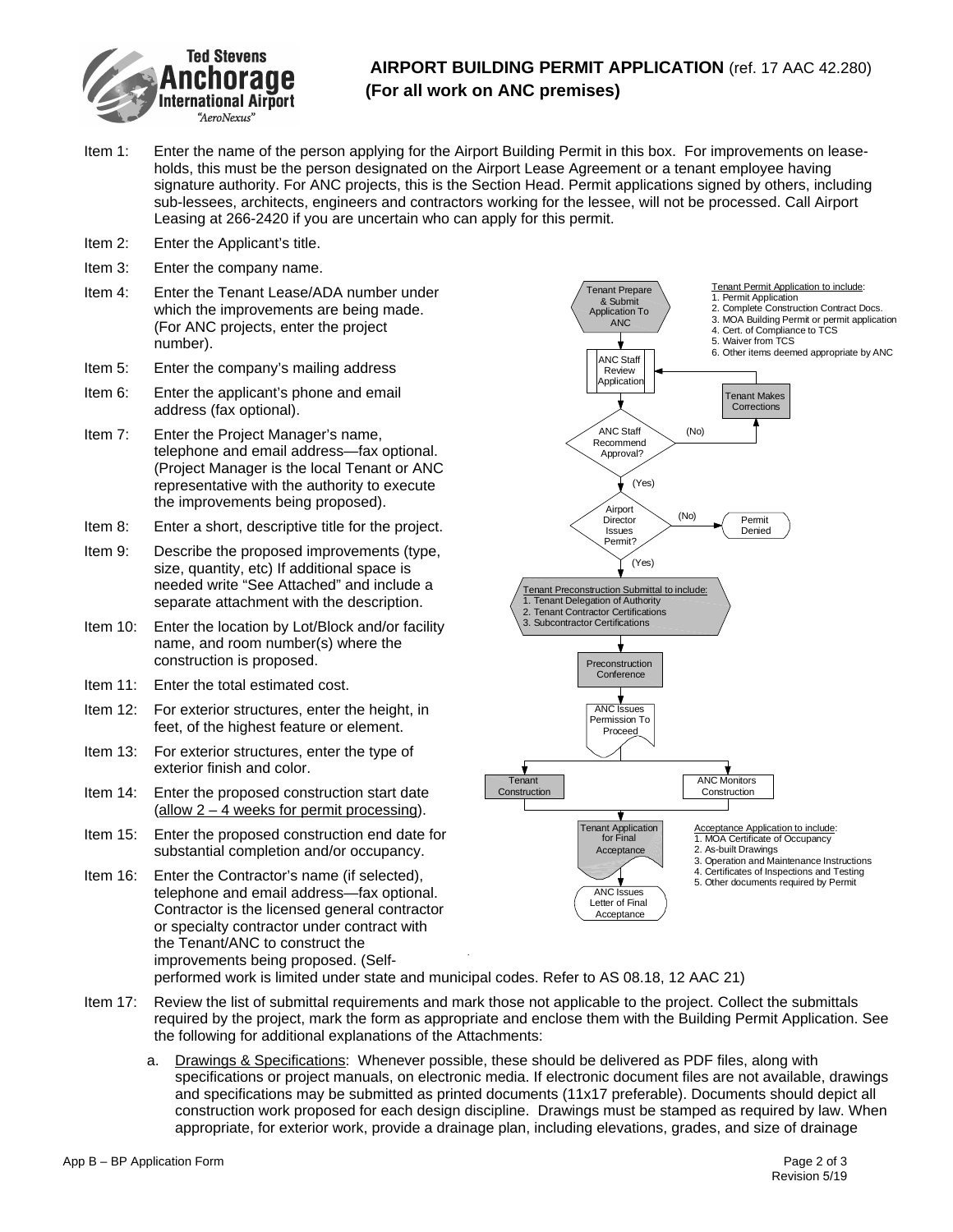# AIRPORT BUILDING PERMIT APPLICATION (ref. 17 AAC 42.280)

**(For all work on ANC premises)**

Item 1: Enter the name of the person applying for the Airport Building Permit in this box. For improvements on lease-holds, this must be the person designated on the Airport Lease Agreement or a tenant employee having signature authority. For ANC projects, this is the Section Head. Permit applications signed by others, including sub-lessees, architects, engineers and contractors working for the lessee, will not be processed. Call Airport Leasing at 266-2420 if you are uncertain who can apply for this permit.

Item 2: Enter the Applicant's title.

Item 3: Enter the company name.

Item 4: Enter the Tenant Lease/ADA number under which the improvements are being made. (For ANC projects, enter the project number).

Item 5: Enter the company's mailing address

Item 6: Enter the applicant's phone and email address (fax optional).

Item 7: Enter the Project Manager's name, telephone and email address—fax optional. (Project Manager is the local Tenant or ANC representative with the authority to execute the improvements being proposed).

Item 8: Enter a short, descriptive title for the project.

Item 9: Describe the proposed improvements (type, size, quantity, etc) If additional space is needed write "See Attached" and include a separate attachment with the description.

Item 10: Enter the location by Lot/Block and/or facility name, and room number(s) where the construction is proposed.

Item 11: Enter the total estimated cost.

Item 12: For exterior structures, enter the height, in feet, of the highest feature or element.

Item 13: For exterior structures, enter the type of exterior finish and color.

Item 14: Enter the proposed construction start date (allow 2 – 4 weeks for permit processing).

Item 15: Enter the proposed construction end date for substantial completion and/or occupancy.

Item 16: Enter the Contractor's name (if selected), telephone and email address—fax optional. Contractor is the licensed general contractor or specialty contractor under contract with the Tenant/ANC to construct the improvements being proposed. (Self-performed work is limited under state and municipal codes. Refer to AS 08.18, 12 AAC 21)

Tenant Prepare & Submit Application To ANC

Tenant Permit Application to include:
1. Permit Application
2. Complete Construction Contract Docs.
3. MOA Building Permit or permit application
4. Cert. of Compliance to TCS
5. Waiver from TCS
6. Other items deemed appropriate by ANC

ANC Staff Review Application

Tenant Makes Corrections

ANC Staff Recommend Approval? (No) / (Yes)

Airport Director Issues Permit? (No) → Permit Denied / (Yes)

Tenant Preconstruction Submittal to include:
1. Tenant Delegation of Authority
2. Tenant Contractor Certifications
3. Subcontractor Certifications

Preconstruction Conference

ANC Issues Permission To Proceed

Tenant Construction

ANC Monitors Construction

Tenant Application for Final Acceptance

Acceptance Application to include:
1. MOA Certificate of Occupancy
2. As-built Drawings
3. Operation and Maintenance Instructions
4. Certificates of Inspections and Testing
5. Other documents required by Permit

ANC Issues Letter of Final Acceptance

Item 17: Review the list of submittal requirements and mark those not applicable to the project. Collect the submittals required by the project, mark the form as appropriate and enclose them with the Building Permit Application. See the following for additional explanations of the Attachments:

a. Drawings & Specifications: Whenever possible, these should be delivered as PDF files, along with specifications or project manuals, on electronic media. If electronic document files are not available, drawings and specifications may be submitted as printed documents (11x17 preferable). Documents should depict all construction work proposed for each design discipline. Drawings must be stamped as required by law. When appropriate, for exterior work, provide a drainage plan, including elevations, grades, and size of drainage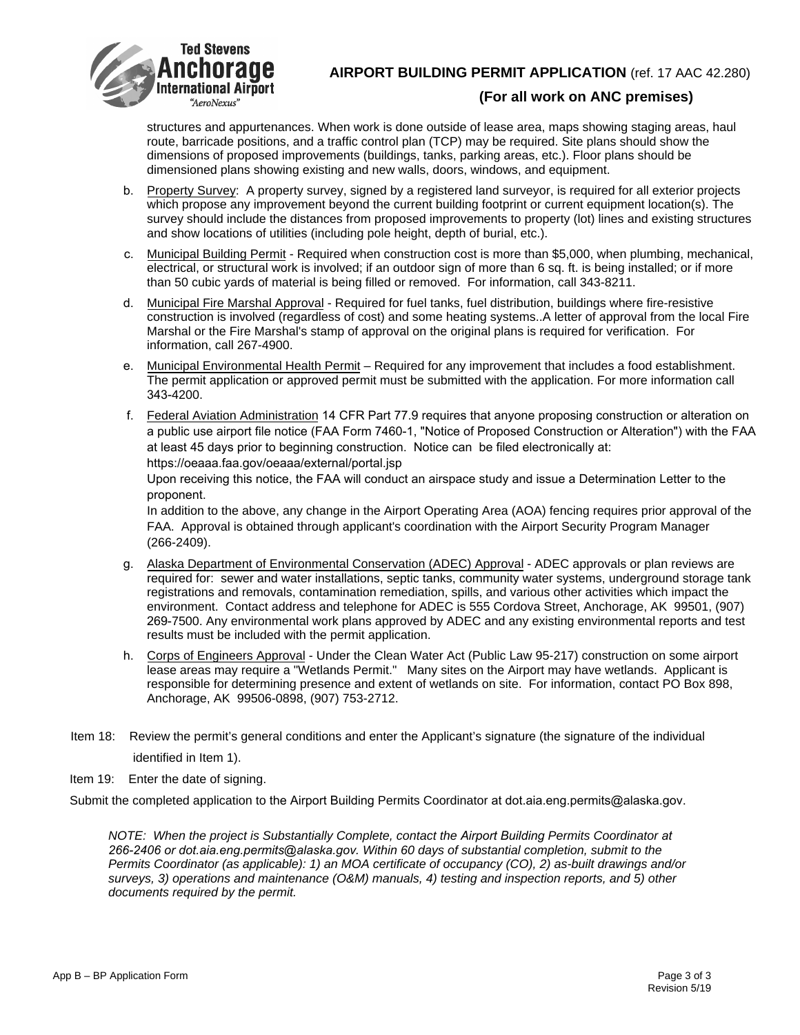structures and appurtenances. When work is done outside of lease area, maps showing staging areas, haul route, barricade positions, and a traffic control plan (TCP) may be required. Site plans should show the dimensions of proposed improvements (buildings, tanks, parking areas, etc.). Floor plans should be dimensioned plans showing existing and new walls, doors, windows, and equipment.

b. Property Survey: A property survey, signed by a registered land surveyor, is required for all exterior projects which propose any improvement beyond the current building footprint or current equipment location(s). The survey should include the distances from proposed improvements to property (lot) lines and existing structures and show locations of utilities (including pole height, depth of burial, etc.).

c. Municipal Building Permit - Required when construction cost is more than $5,000, when plumbing, mechanical, electrical, or structural work is involved; if an outdoor sign of more than 6 sq. ft. is being installed; or if more than 50 cubic yards of material is being filled or removed. For information, call 343-8211.

d. Municipal Fire Marshal Approval - Required for fuel tanks, fuel distribution, buildings where fire-resistive construction is involved (regardless of cost) and some heating systems..A letter of approval from the local Fire Marshal or the Fire Marshal's stamp of approval on the original plans is required for verification. For information, call 267-4900.

e. Municipal Environmental Health Permit – Required for any improvement that includes a food establishment. The permit application or approved permit must be submitted with the application. For more information call 343-4200.

f. Federal Aviation Administration 14 CFR Part 77.9 requires that anyone proposing construction or alteration on a public use airport file notice (FAA Form 7460-1, "Notice of Proposed Construction or Alteration") with the FAA at least 45 days prior to beginning construction. Notice can be filed electronically at: https://oeaaa.faa.gov/oeaaa/external/portal.jsp
Upon receiving this notice, the FAA will conduct an airspace study and issue a Determination Letter to the proponent.
In addition to the above, any change in the Airport Operating Area (AOA) fencing requires prior approval of the FAA. Approval is obtained through applicant's coordination with the Airport Security Program Manager (266-2409).

g. Alaska Department of Environmental Conservation (ADEC) Approval - ADEC approvals or plan reviews are required for: sewer and water installations, septic tanks, community water systems, underground storage tank registrations and removals, contamination remediation, spills, and various other activities which impact the environment. Contact address and telephone for ADEC is 555 Cordova Street, Anchorage, AK 99501, (907) 269-7500. Any environmental work plans approved by ADEC and any existing environmental reports and test results must be included with the permit application.

h. Corps of Engineers Approval - Under the Clean Water Act (Public Law 95-217) construction on some airport lease areas may require a "Wetlands Permit." Many sites on the Airport may have wetlands. Applicant is responsible for determining presence and extent of wetlands on site. For information, contact PO Box 898, Anchorage, AK 99506-0898, (907) 753-2712.

Item 18: Review the permit's general conditions and enter the Applicant's signature (the signature of the individual identified in Item 1).

Item 19: Enter the date of signing.

Submit the completed application to the Airport Building Permits Coordinator at dot.aia.eng.permits@alaska.gov.

*NOTE: When the project is Substantially Complete, contact the Airport Building Permits Coordinator at 266-2406 or dot.aia.eng.permits@alaska.gov. Within 60 days of substantial completion, submit to the Permits Coordinator (as applicable): 1) an MOA certificate of occupancy (CO), 2) as-built drawings and/or surveys, 3) operations and maintenance (O&M) manuals, 4) testing and inspection reports, and 5) other documents required by the permit.*